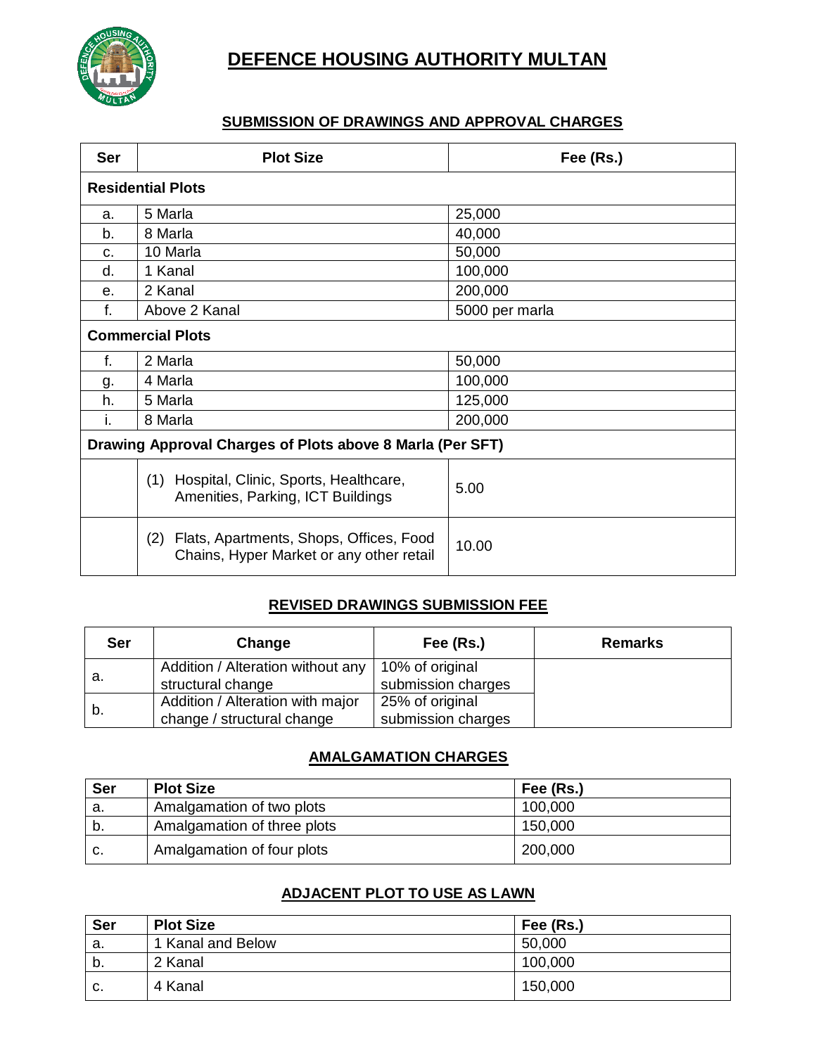# DEFENCE HOUSING AUTHORITY MULTAN

## SUBMISSION OF DRAWINGS AND APPROVAL CHARGES

| Ser | Plot Size | Fee (Rs.) |
|---|---|---|
| **Residential Plots** | | |
| a. | 5 Marla | 25,000 |
| b. | 8 Marla | 40,000 |
| c. | 10 Marla | 50,000 |
| d. | 1 Kanal | 100,000 |
| e. | 2 Kanal | 200,000 |
| f. | Above 2 Kanal | 5000 per marla |
| **Commercial Plots** | | |
| f. | 2 Marla | 50,000 |
| g. | 4 Marla | 100,000 |
| h. | 5 Marla | 125,000 |
| i. | 8 Marla | 200,000 |
| **Drawing Approval Charges of Plots above 8 Marla (Per SFT)** | | |
| | (1) Hospital, Clinic, Sports, Healthcare, Amenities, Parking, ICT Buildings | 5.00 |
| | (2) Flats, Apartments, Shops, Offices, Food Chains, Hyper Market or any other retail | 10.00 |

## REVISED DRAWINGS SUBMISSION FEE

| Ser | Change | Fee (Rs.) | Remarks |
|---|---|---|---|
| a. | Addition / Alteration without any structural change | 10% of original submission charges | |
| b. | Addition / Alteration with major change / structural change | 25% of original submission charges | |

## AMALGAMATION CHARGES

| Ser | Plot Size | Fee (Rs.) |
|---|---|---|
| a. | Amalgamation of two plots | 100,000 |
| b. | Amalgamation of three plots | 150,000 |
| c. | Amalgamation of four plots | 200,000 |

## ADJACENT PLOT TO USE AS LAWN

| Ser | Plot Size | Fee (Rs.) |
|---|---|---|
| a. | 1 Kanal and Below | 50,000 |
| b. | 2 Kanal | 100,000 |
| c. | 4 Kanal | 150,000 |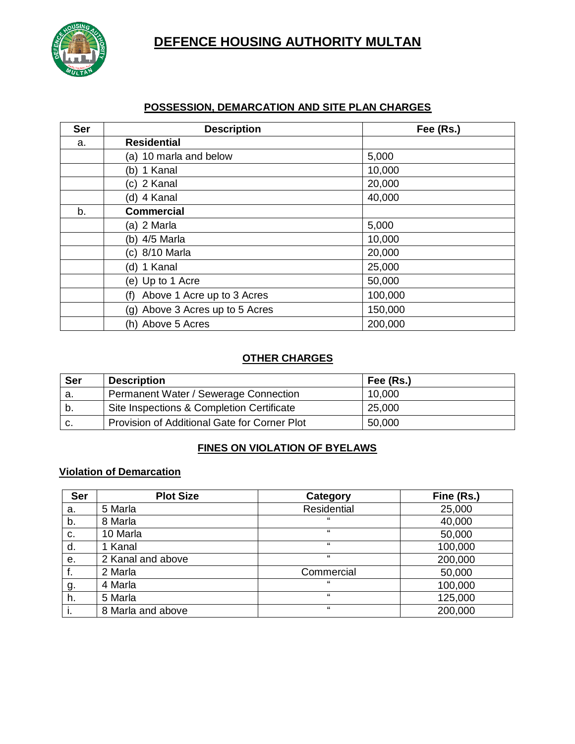# DEFENCE HOUSING AUTHORITY MULTAN

## POSSESSION, DEMARCATION AND SITE PLAN CHARGES

| Ser | Description | Fee (Rs.) |
|---|---|---|
| a. | **Residential** | |
| | (a) 10 marla and below | 5,000 |
| | (b) 1 Kanal | 10,000 |
| | (c) 2 Kanal | 20,000 |
| | (d) 4 Kanal | 40,000 |
| b. | **Commercial** | |
| | (a) 2 Marla | 5,000 |
| | (b) 4/5 Marla | 10,000 |
| | (c) 8/10 Marla | 20,000 |
| | (d) 1 Kanal | 25,000 |
| | (e) Up to 1 Acre | 50,000 |
| | (f) Above 1 Acre up to 3 Acres | 100,000 |
| | (g) Above 3 Acres up to 5 Acres | 150,000 |
| | (h) Above 5 Acres | 200,000 |

## OTHER CHARGES

| Ser | Description | Fee (Rs.) |
|---|---|---|
| a. | Permanent Water / Sewerage Connection | 10,000 |
| b. | Site Inspections & Completion Certificate | 25,000 |
| c. | Provision of Additional Gate for Corner Plot | 50,000 |

## FINES ON VIOLATION OF BYELAWS

### Violation of Demarcation

| Ser | Plot Size | Category | Fine (Rs.) |
|---|---|---|---|
| a. | 5 Marla | Residential | 25,000 |
| b. | 8 Marla | " | 40,000 |
| c. | 10 Marla | " | 50,000 |
| d. | 1 Kanal | " | 100,000 |
| e. | 2 Kanal and above | " | 200,000 |
| f. | 2 Marla | Commercial | 50,000 |
| g. | 4 Marla | " | 100,000 |
| h. | 5 Marla | " | 125,000 |
| i. | 8 Marla and above | " | 200,000 |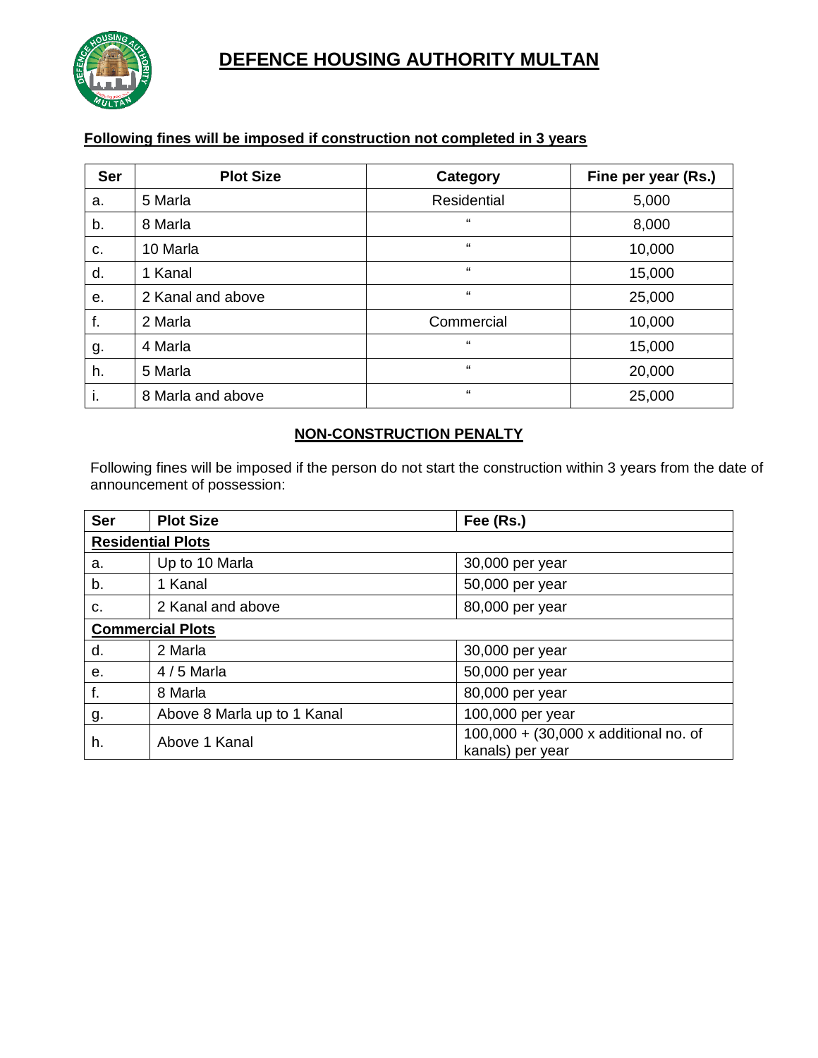# DEFENCE HOUSING AUTHORITY MULTAN

**Following fines will be imposed if construction not completed in 3 years**

| Ser | Plot Size | Category | Fine per year (Rs.) |
|---|---|---|---|
| a. | 5 Marla | Residential | 5,000 |
| b. | 8 Marla | " | 8,000 |
| c. | 10 Marla | " | 10,000 |
| d. | 1 Kanal | " | 15,000 |
| e. | 2 Kanal and above | " | 25,000 |
| f. | 2 Marla | Commercial | 10,000 |
| g. | 4 Marla | " | 15,000 |
| h. | 5 Marla | " | 20,000 |
| i. | 8 Marla and above | " | 25,000 |

## NON-CONSTRUCTION PENALTY

Following fines will be imposed if the person do not start the construction within 3 years from the date of announcement of possession:

| Ser | Plot Size | Fee (Rs.) |
|---|---|---|
| **Residential Plots** | | |
| a. | Up to 10 Marla | 30,000 per year |
| b. | 1 Kanal | 50,000 per year |
| c. | 2 Kanal and above | 80,000 per year |
| **Commercial Plots** | | |
| d. | 2 Marla | 30,000 per year |
| e. | 4 / 5 Marla | 50,000 per year |
| f. | 8 Marla | 80,000 per year |
| g. | Above 8 Marla up to 1 Kanal | 100,000 per year |
| h. | Above 1 Kanal | 100,000 + (30,000 x additional no. of kanals) per year |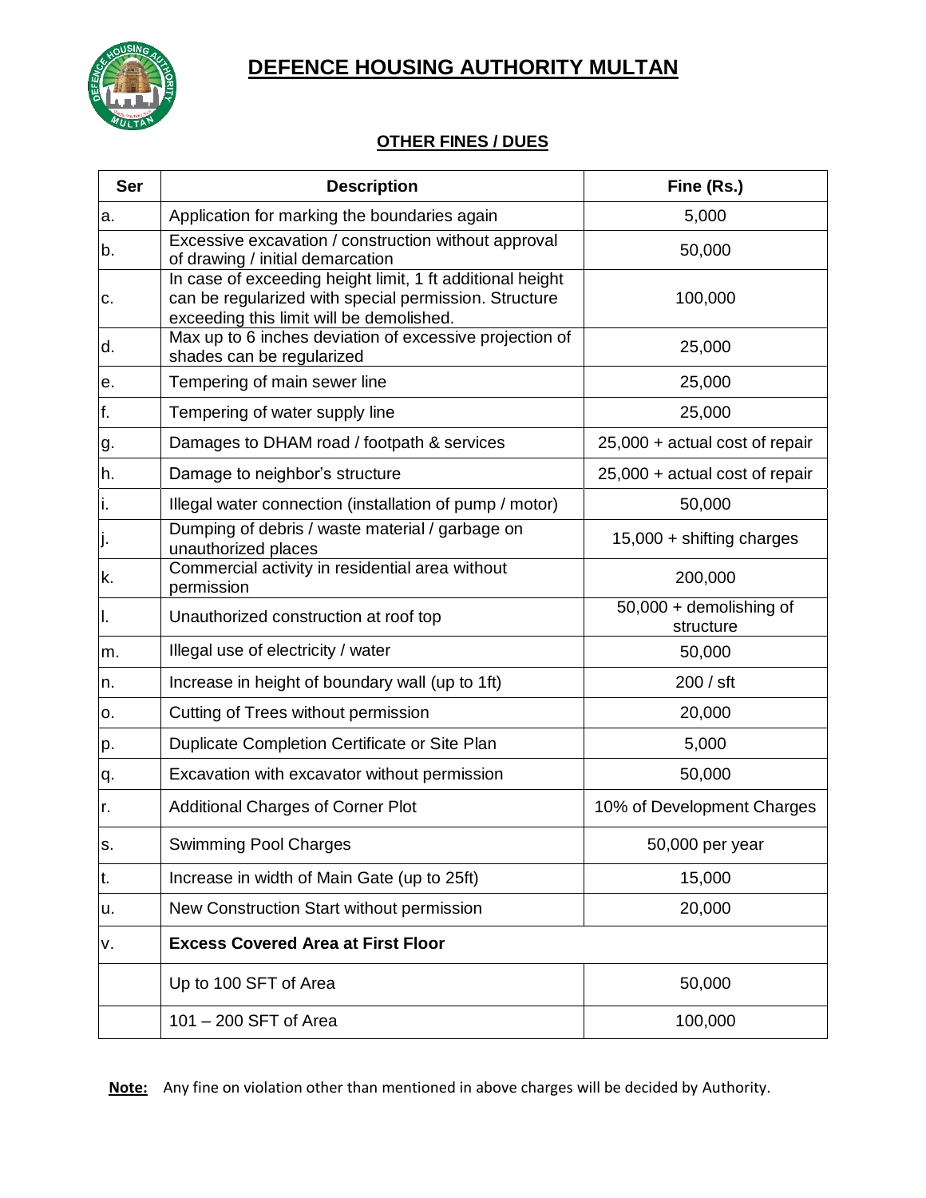# DEFENCE HOUSING AUTHORITY MULTAN

## OTHER FINES / DUES

| Ser | Description | Fine (Rs.) |
|---|---|---|
| a. | Application for marking the boundaries again | 5,000 |
| b. | Excessive excavation / construction without approval of drawing / initial demarcation | 50,000 |
| c. | In case of exceeding height limit, 1 ft additional height can be regularized with special permission. Structure exceeding this limit will be demolished. | 100,000 |
| d. | Max up to 6 inches deviation of excessive projection of shades can be regularized | 25,000 |
| e. | Tempering of main sewer line | 25,000 |
| f. | Tempering of water supply line | 25,000 |
| g. | Damages to DHAM road / footpath & services | 25,000 + actual cost of repair |
| h. | Damage to neighbor's structure | 25,000 + actual cost of repair |
| i. | Illegal water connection (installation of pump / motor) | 50,000 |
| j. | Dumping of debris / waste material / garbage on unauthorized places | 15,000 + shifting charges |
| k. | Commercial activity in residential area without permission | 200,000 |
| l. | Unauthorized construction at roof top | 50,000 + demolishing of structure |
| m. | Illegal use of electricity / water | 50,000 |
| n. | Increase in height of boundary wall (up to 1ft) | 200 / sft |
| o. | Cutting of Trees without permission | 20,000 |
| p. | Duplicate Completion Certificate or Site Plan | 5,000 |
| q. | Excavation with excavator without permission | 50,000 |
| r. | Additional Charges of Corner Plot | 10% of Development Charges |
| s. | Swimming Pool Charges | 50,000 per year |
| t. | Increase in width of Main Gate (up to 25ft) | 15,000 |
| u. | New Construction Start without permission | 20,000 |
| v. | **Excess Covered Area at First Floor** | |
| | Up to 100 SFT of Area | 50,000 |
| | 101 – 200 SFT of Area | 100,000 |

**Note:** Any fine on violation other than mentioned in above charges will be decided by Authority.